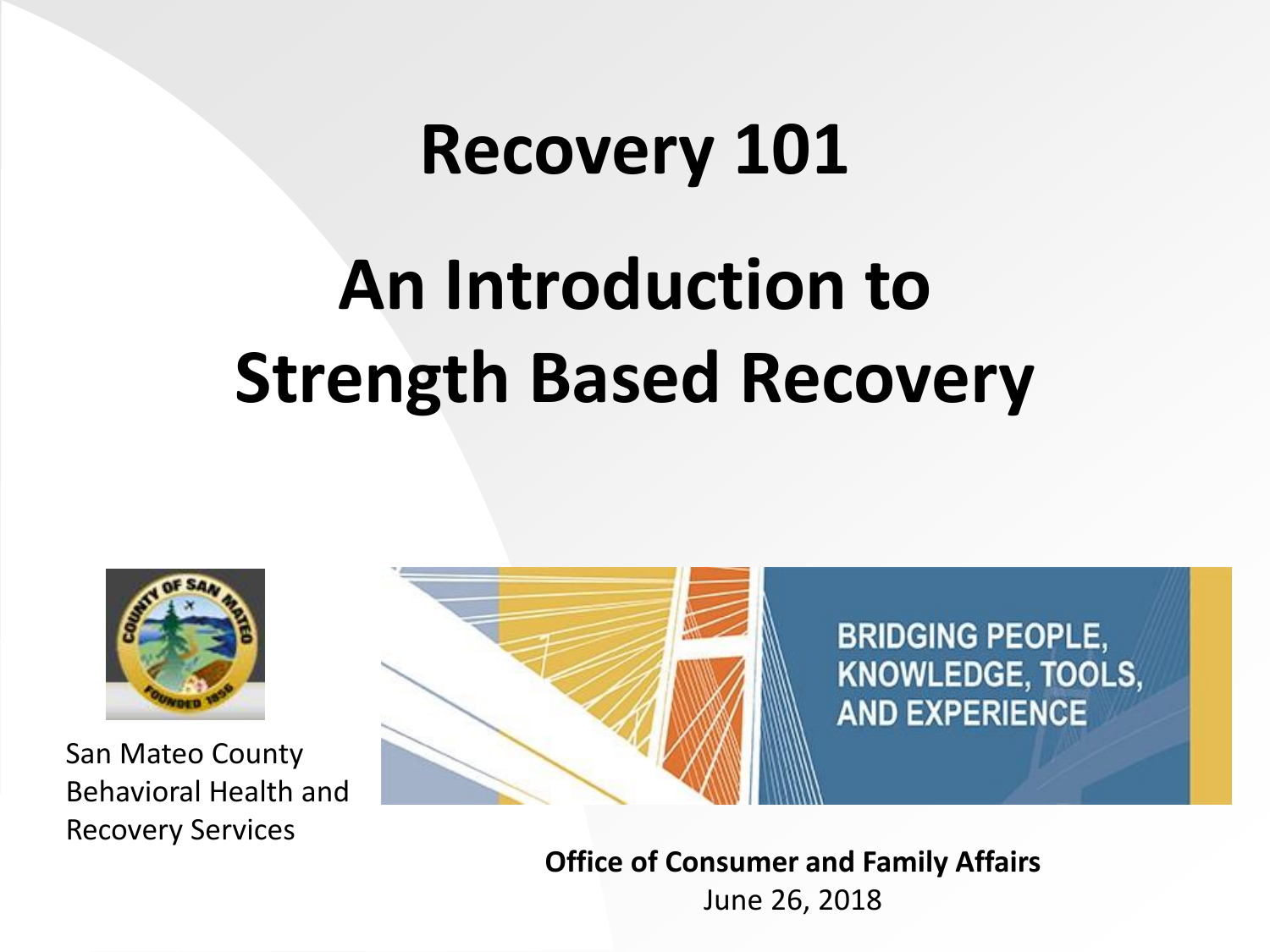# Recovery 101

# An Introduction to Strength Based Recovery

San Mateo County Behavioral Health and Recovery Services

BRIDGING PEOPLE, KNOWLEDGE, TOOLS, AND EXPERIENCE

**Office of Consumer and Family Affairs**

June 26, 2018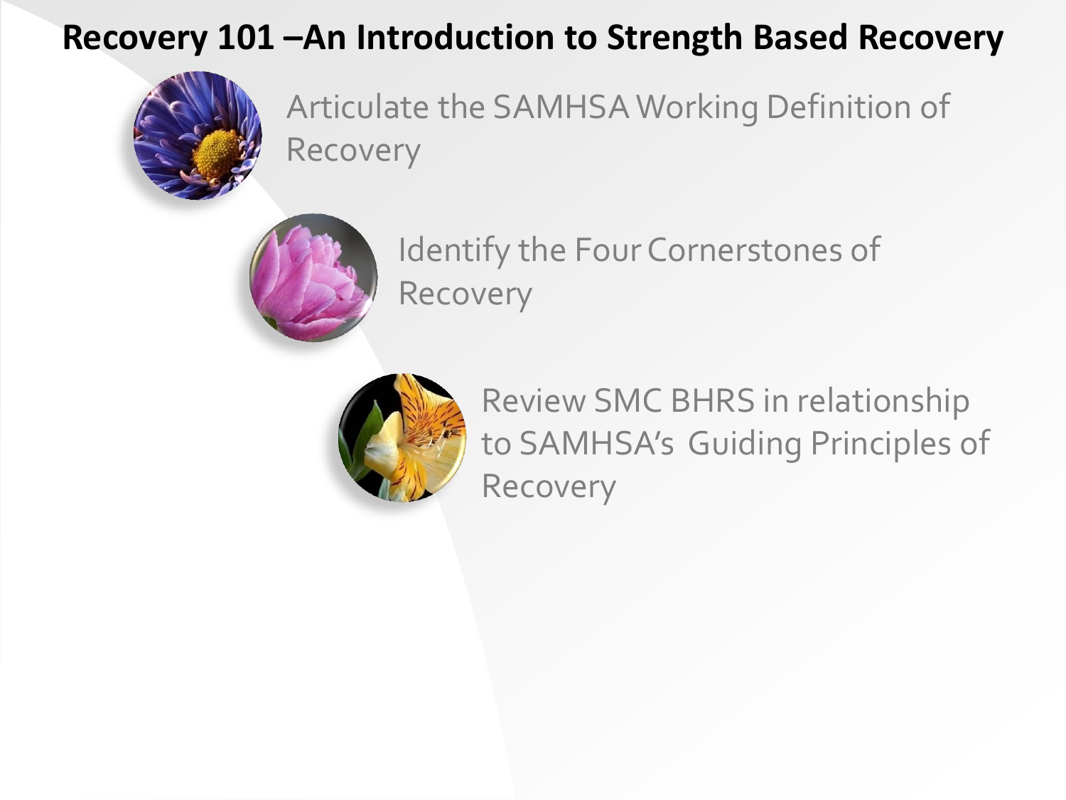# Recovery 101 –An Introduction to Strength Based Recovery

- Articulate the SAMHSA Working Definition of Recovery
- Identify the Four Cornerstones of Recovery
- Review SMC BHRS in relationship to SAMHSA's Guiding Principles of Recovery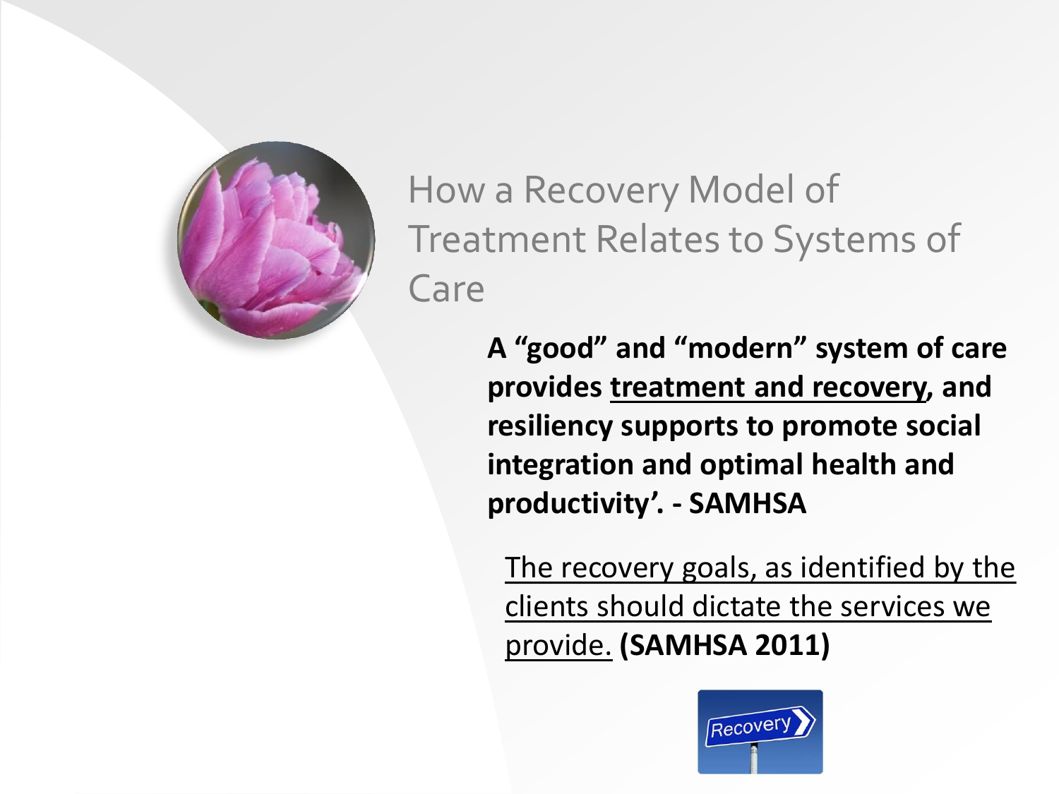# How a Recovery Model of Treatment Relates to Systems of Care

**A "good" and "modern" system of care provides <u>treatment and recovery</u>, and resiliency supports to promote social integration and optimal health and productivity'. - SAMHSA**

<u>The recovery goals, as identified by the clients should dictate the services we provide.</u> **(SAMHSA 2011)**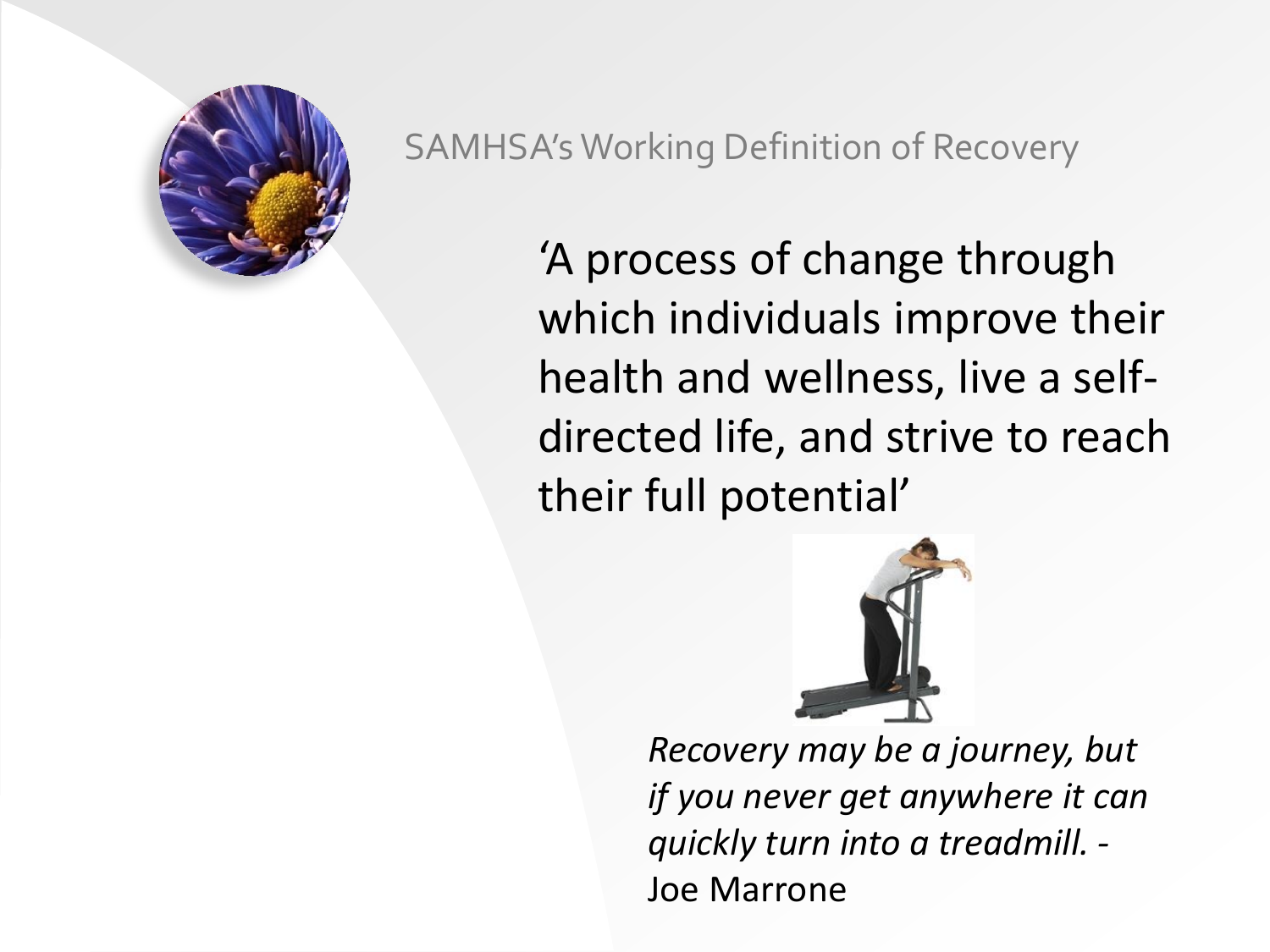## SAMHSA's Working Definition of Recovery

'A process of change through which individuals improve their health and wellness, live a self-directed life, and strive to reach their full potential'

*Recovery may be a journey, but if you never get anywhere it can quickly turn into a treadmill. -* Joe Marrone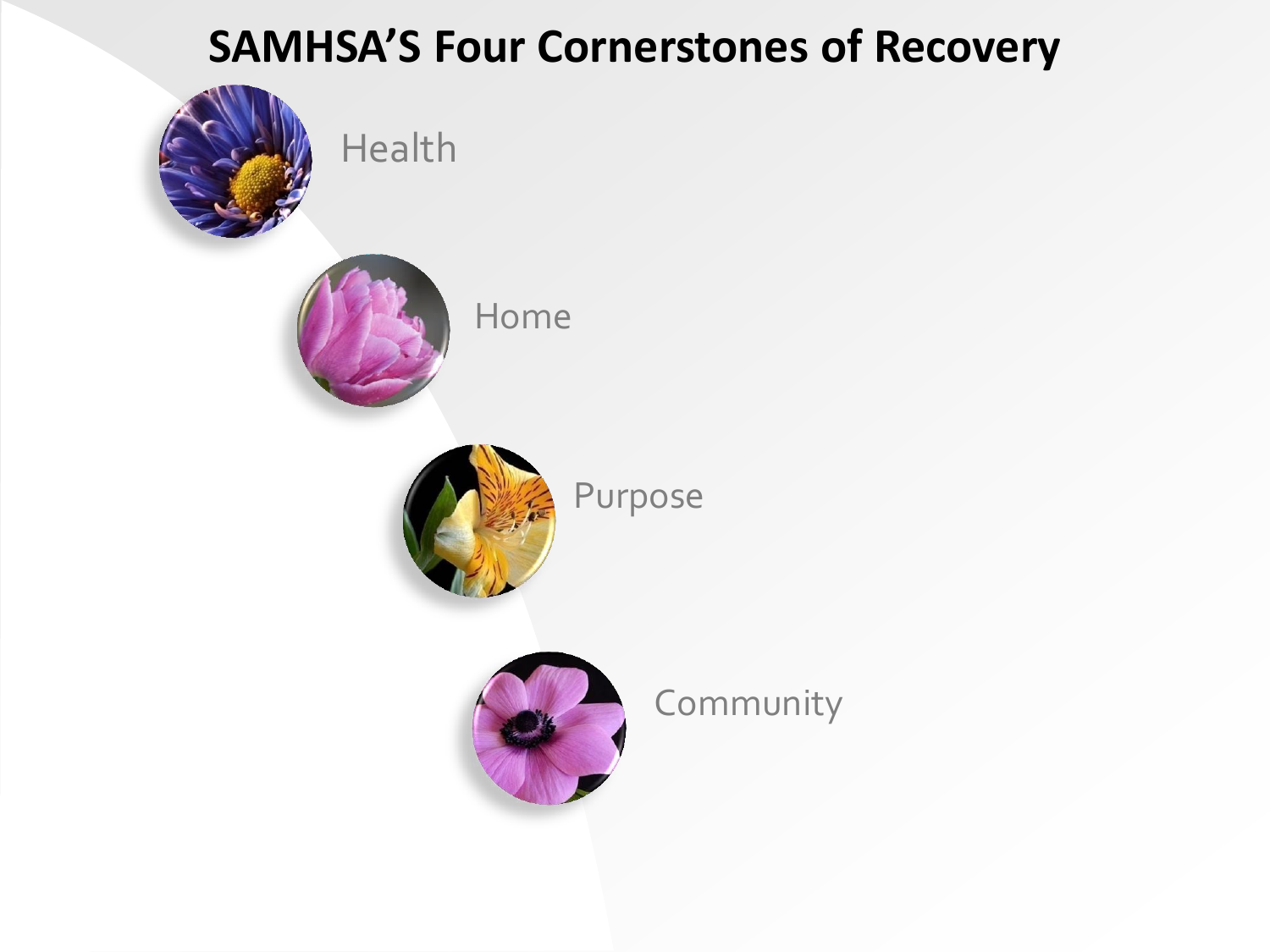# SAMHSA’S Four Cornerstones of Recovery

- Health
- Home
- Purpose
- Community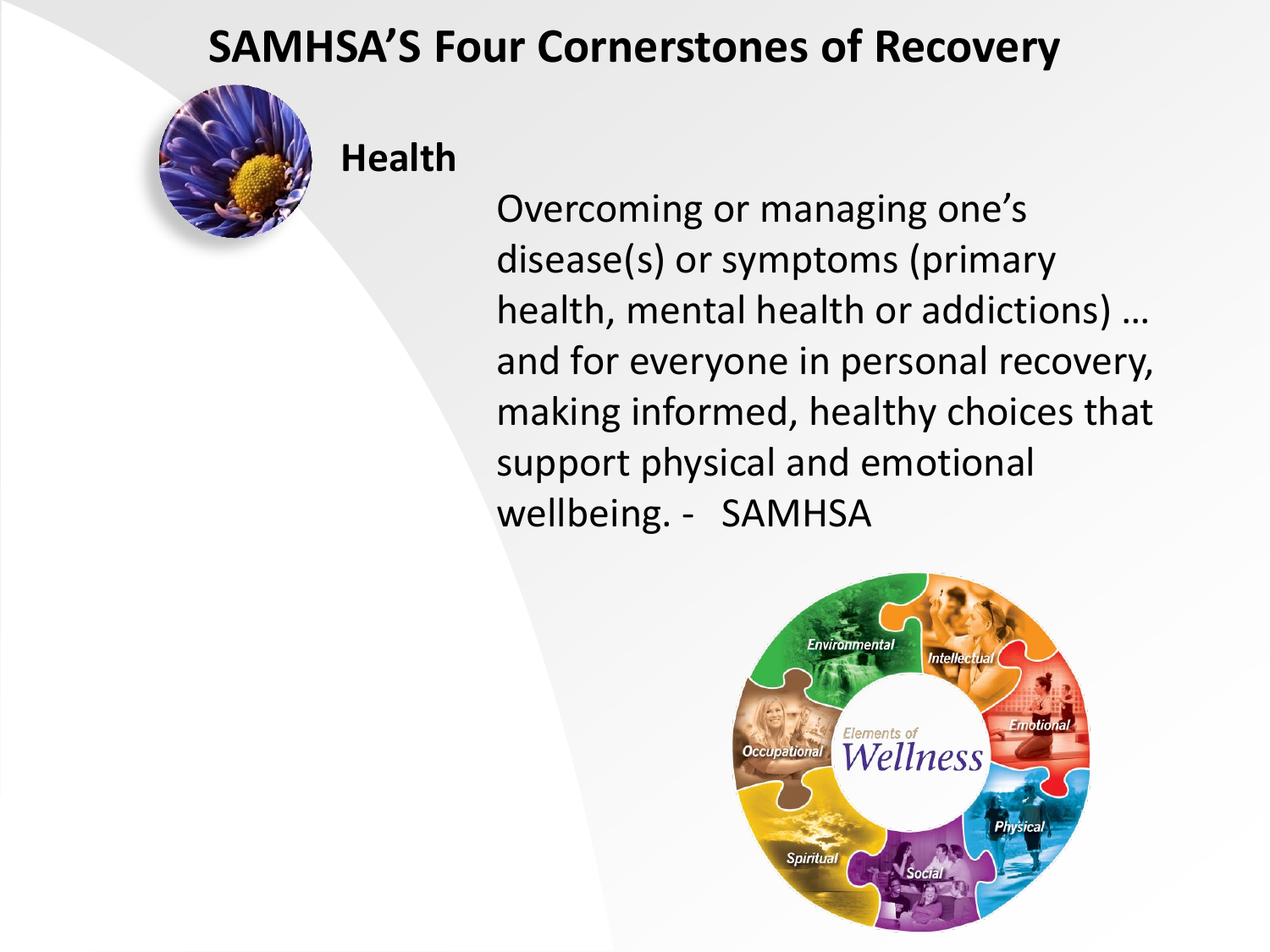# SAMHSA'S Four Cornerstones of Recovery

## Health

Overcoming or managing one's disease(s) or symptoms (primary health, mental health or addictions) … and for everyone in personal recovery, making informed, healthy choices that support physical and emotional wellbeing. - SAMHSA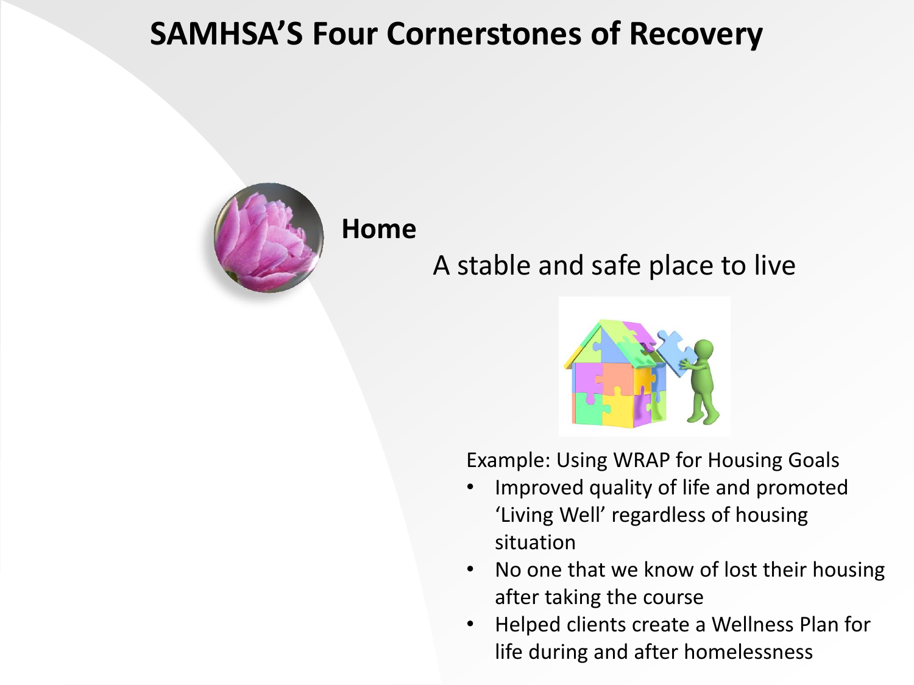# SAMHSA'S Four Cornerstones of Recovery

## Home

A stable and safe place to live

Example: Using WRAP for Housing Goals

- Improved quality of life and promoted 'Living Well' regardless of housing situation
- No one that we know of lost their housing after taking the course
- Helped clients create a Wellness Plan for life during and after homelessness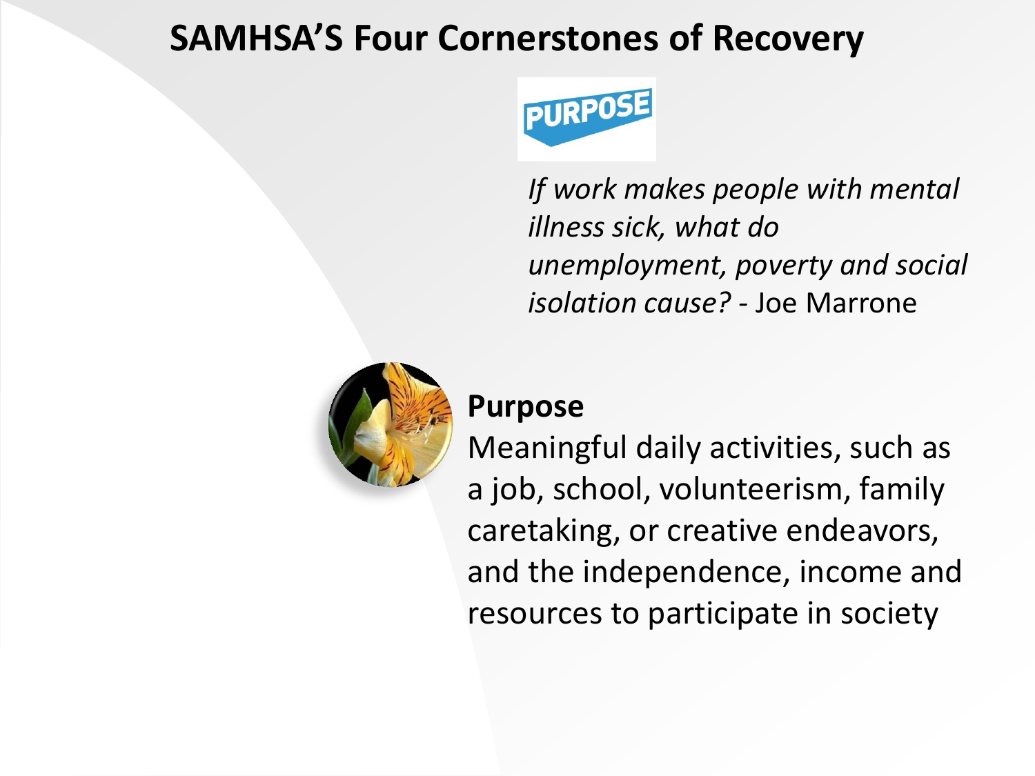# SAMHSA'S Four Cornerstones of Recovery

PURPOSE

*If work makes people with mental illness sick, what do unemployment, poverty and social isolation cause?* - Joe Marrone

**Purpose**

Meaningful daily activities, such as a job, school, volunteerism, family caretaking, or creative endeavors, and the independence, income and resources to participate in society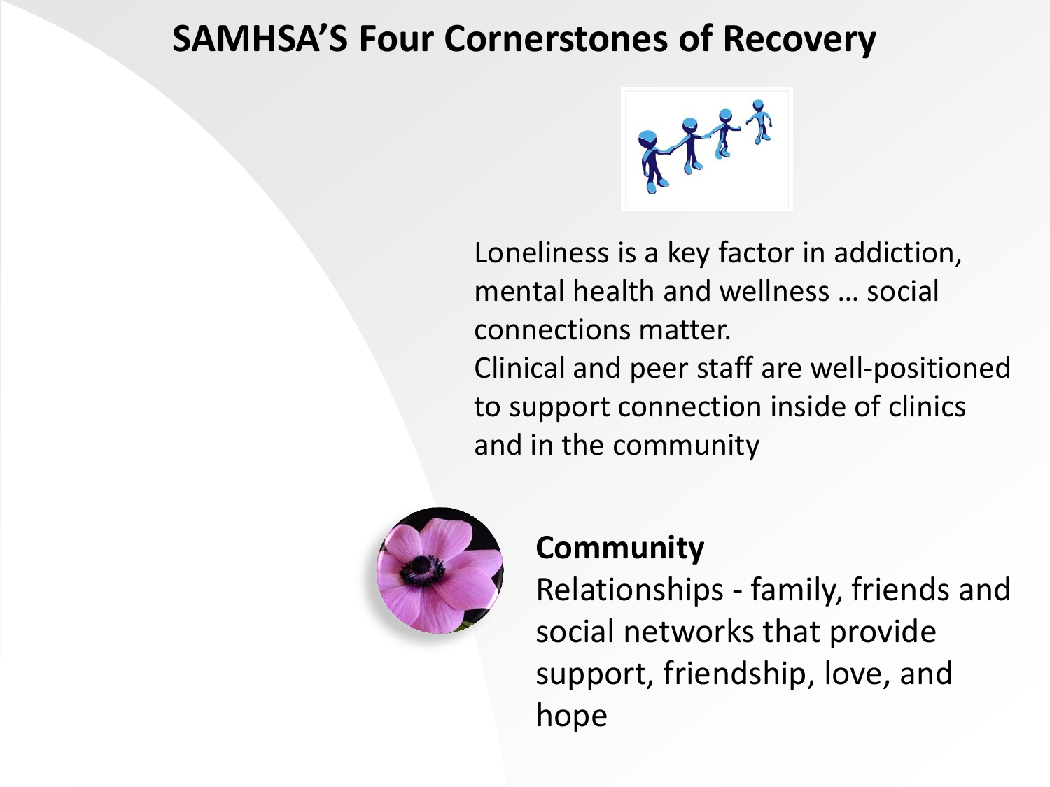# SAMHSA'S Four Cornerstones of Recovery

Loneliness is a key factor in addiction, mental health and wellness … social connections matter.

Clinical and peer staff are well-positioned to support connection inside of clinics and in the community

**Community**

Relationships - family, friends and social networks that provide support, friendship, love, and hope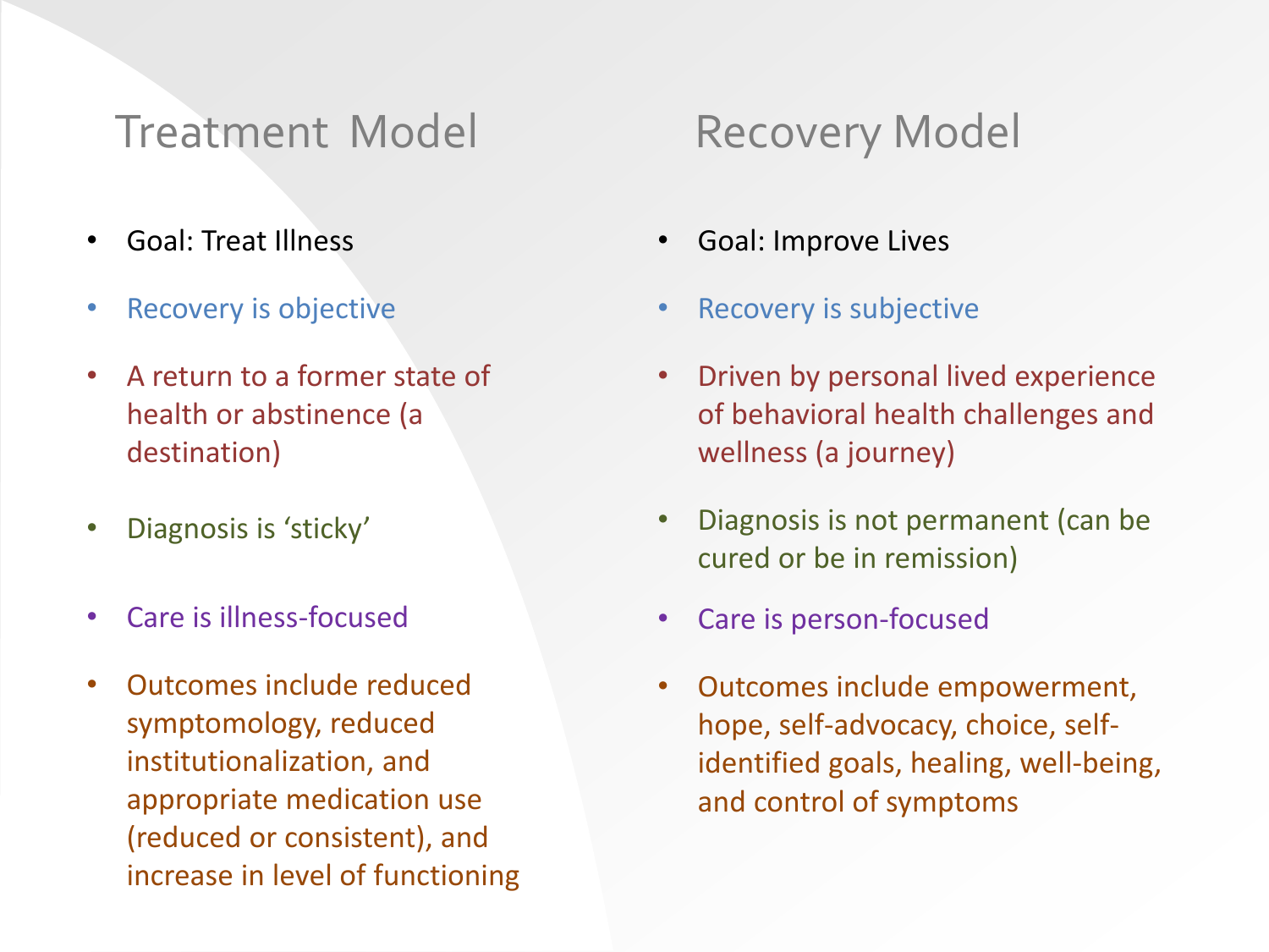## Treatment Model

- Goal: Treat Illness
- Recovery is objective
- A return to a former state of health or abstinence (a destination)
- Diagnosis is 'sticky'
- Care is illness-focused
- Outcomes include reduced symptomology, reduced institutionalization, and appropriate medication use (reduced or consistent), and increase in level of functioning

## Recovery Model

- Goal: Improve Lives
- Recovery is subjective
- Driven by personal lived experience of behavioral health challenges and wellness (a journey)
- Diagnosis is not permanent (can be cured or be in remission)
- Care is person-focused
- Outcomes include empowerment, hope, self-advocacy, choice, self-identified goals, healing, well-being, and control of symptoms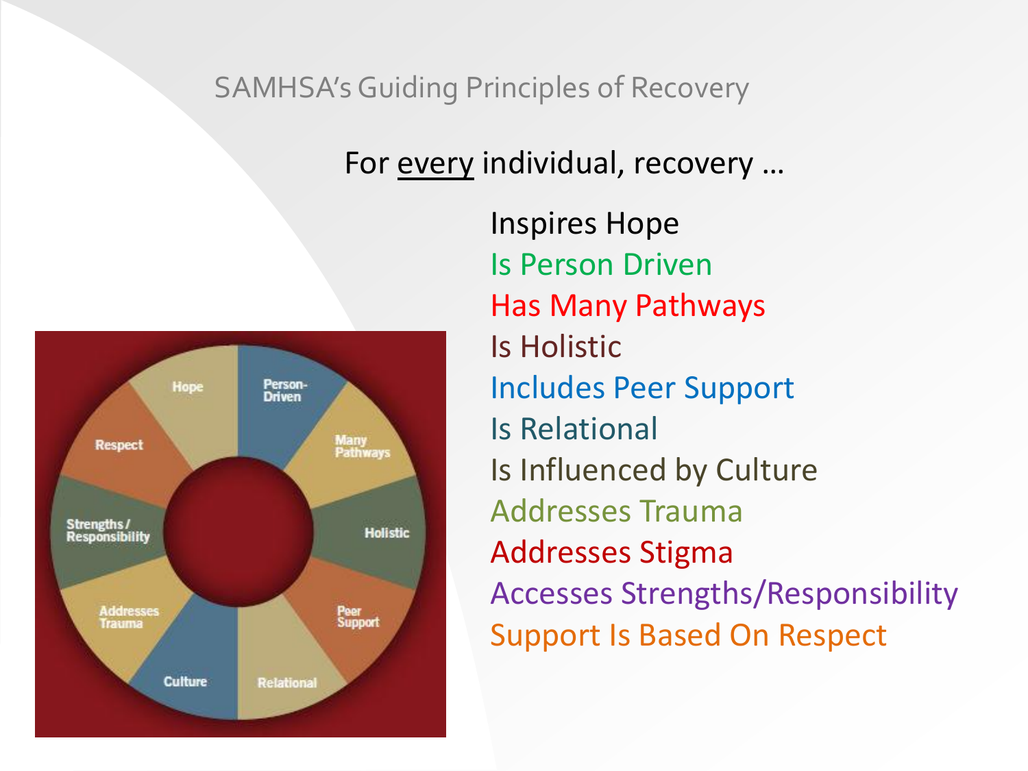# SAMHSA's Guiding Principles of Recovery

For <u>every</u> individual, recovery …

- Inspires Hope
- Is Person Driven
- Has Many Pathways
- Is Holistic
- Includes Peer Support
- Is Relational
- Is Influenced by Culture
- Addresses Trauma
- Addresses Stigma
- Accesses Strengths/Responsibility
- Support Is Based On Respect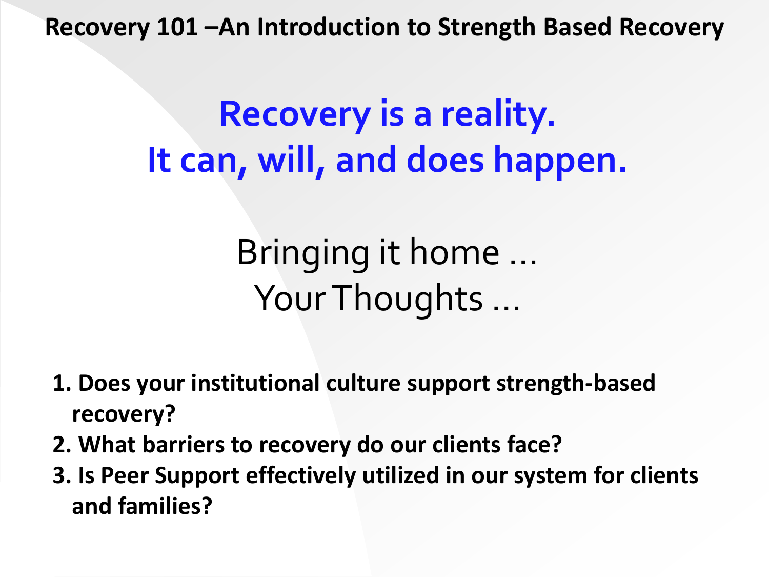# Recovery 101 –An Introduction to Strength Based Recovery

## Recovery is a reality.
## It can, will, and does happen.

Bringing it home …
Your Thoughts …

1. **Does your institutional culture support strength-based recovery?**
2. **What barriers to recovery do our clients face?**
3. **Is Peer Support effectively utilized in our system for clients and families?**